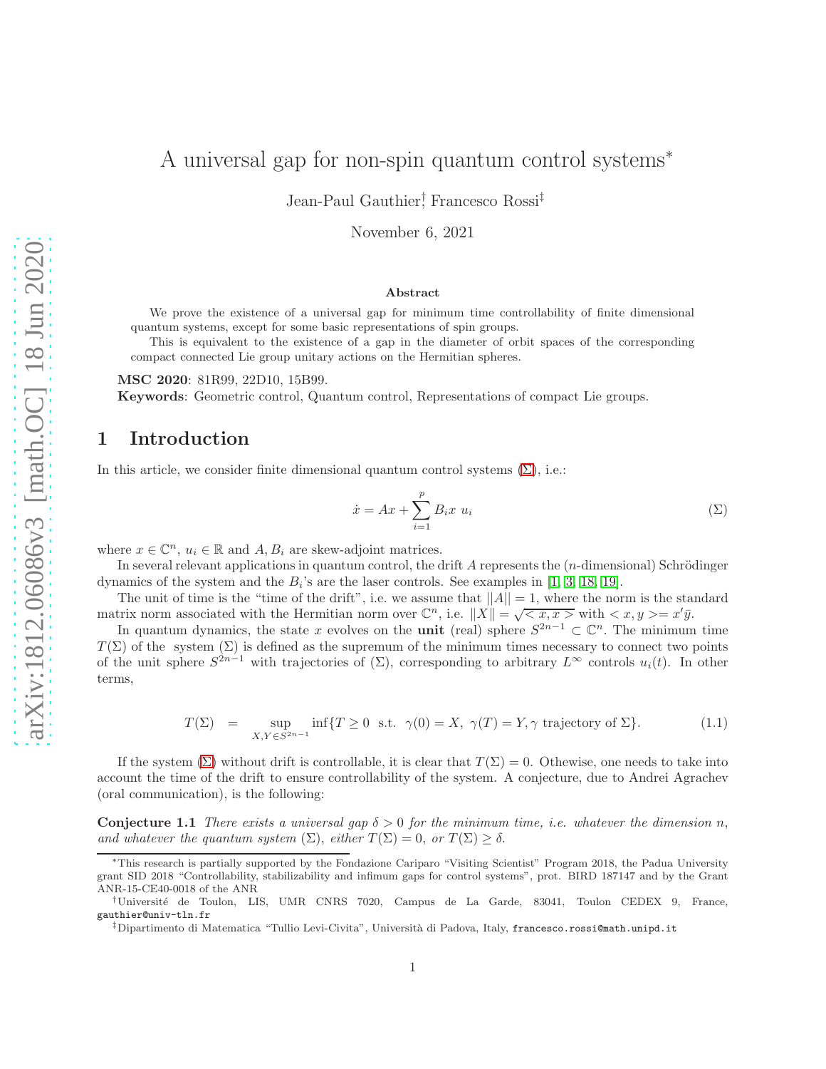# A universal gap for non-spin quantum control systems*

Jean-Paul Gauthier[†], Francesco Rossi[‡]

November 6, 2021

### Abstract

We prove the existence of a universal gap for minimum time controllability of finite dimensional quantum systems, except for some basic representations of spin groups.

This is equivalent to the existence of a gap in the diameter of orbit spaces of the corresponding compact connected Lie group unitary actions on the Hermitian spheres.

**MSC 2020**: 81R99, 22D10, 15B99.

**Keywords**: Geometric control, Quantum control, Representations of compact Lie groups.

## 1 Introduction

In this article, we consider finite dimensional quantum control systems (Σ), i.e.:

$$\dot{x} = Ax + \sum_{i=1}^{p} B_i x \ u_i \tag{Σ}$$

where $x \in \mathbb{C}^n$, $u_i \in \mathbb{R}$ and $A, B_i$ are skew-adjoint matrices.

In several relevant applications in quantum control, the drift $A$ represents the ($n$-dimensional) Schrödinger dynamics of the system and the $B_i$'s are the laser controls. See examples in [1, 3, 18, 19].

The unit of time is the "time of the drift", i.e. we assume that $||A|| = 1$, where the norm is the standard matrix norm associated with the Hermitian norm over $\mathbb{C}^n$, i.e. $\|X\| = \sqrt{< x, x >}$ with $< x, y >= x'\bar{y}$.

In quantum dynamics, the state $x$ evolves on the **unit** (real) sphere $S^{2n-1} \subset \mathbb{C}^n$. The minimum time $T(\Sigma)$ of the system (Σ) is defined as the supremum of the minimum times necessary to connect two points of the unit sphere $S^{2n-1}$ with trajectories of (Σ), corresponding to arbitrary $L^\infty$ controls $u_i(t)$. In other terms,

$$T(\Sigma) \quad = \sup_{X,Y \in S^{2n-1}} \inf\{T \geq 0 \ \text{ s.t. } \ \gamma(0) = X, \ \gamma(T) = Y, \gamma \text{ trajectory of } \Sigma\}. \tag{1.1}$$

If the system (Σ) without drift is controllable, it is clear that $T(\Sigma) = 0$. Othewise, one needs to take into account the time of the drift to ensure controllability of the system. A conjecture, due to Andrei Agrachev (oral communication), is the following:

**Conjecture 1.1** *There exists a universal gap $\delta > 0$ for the minimum time, i.e. whatever the dimension $n$, and whatever the quantum system (Σ), either $T(\Sigma) = 0$, or $T(\Sigma) \geq \delta$.*

---

*This research is partially supported by the Fondazione Cariparo "Visiting Scientist" Program 2018, the Padua University grant SID 2018 "Controllability, stabilizability and infimum gaps for control systems", prot. BIRD 187147 and by the Grant ANR-15-CE40-0018 of the ANR

†Université de Toulon, LIS, UMR CNRS 7020, Campus de La Garde, 83041, Toulon CEDEX 9, France, gauthier@univ-tln.fr

‡Dipartimento di Matematica "Tullio Levi-Civita", Università di Padova, Italy, francesco.rossi@math.unipd.it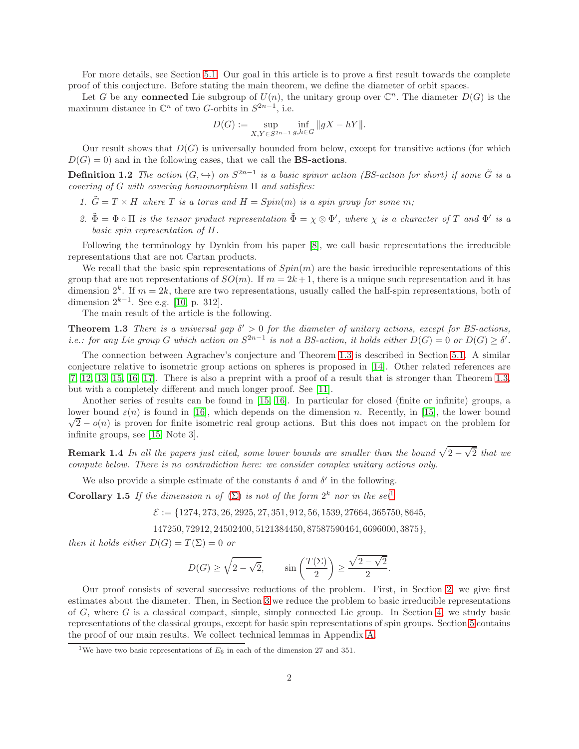For more details, see Section 5.1. Our goal in this article is to prove a first result towards the complete proof of this conjecture. Before stating the main theorem, we define the diameter of orbit spaces.

Let $G$ be any **connected** Lie subgroup of $U(n)$, the unitary group over $\mathbb{C}^n$. The diameter $D(G)$ is the maximum distance in $\mathbb{C}^n$ of two $G$-orbits in $S^{2n-1}$, i.e.

$$D(G) := \sup_{X,Y\in S^{2n-1}} \inf_{g,h\in G} \|gX - hY\|.$$

Our result shows that $D(G)$ is universally bounded from below, except for transitive actions (for which $D(G) = 0$) and in the following cases, that we call the **BS-actions**.

**Definition 1.2** *The action $(G, \hookrightarrow)$ on $S^{2n-1}$ is a basic spinor action (BS-action for short) if some $\tilde{G}$ is a covering of $G$ with covering homomorphism $\Pi$ and satisfies:*

1. *$\tilde{G} = T \times H$ where $T$ is a torus and $H = Spin(m)$ is a spin group for some $m$;*
2. *$\tilde{\Phi} = \Phi \circ \Pi$ is the tensor product representation $\tilde{\Phi} = \chi \otimes \Phi'$, where $\chi$ is a character of $T$ and $\Phi'$ is a basic spin representation of $H$.*

Following the terminology by Dynkin from his paper [8], we call basic representations the irreducible representations that are not Cartan products.

We recall that the basic spin representations of $Spin(m)$ are the basic irreducible representations of this group that are not representations of $SO(m)$. If $m = 2k+1$, there is a unique such representation and it has dimension $2^k$. If $m = 2k$, there are two representations, usually called the half-spin representations, both of dimension $2^{k-1}$. See e.g. [10, p. 312].

The main result of the article is the following.

**Theorem 1.3** *There is a universal gap $\delta' > 0$ for the diameter of unitary actions, except for BS-actions, i.e.: for any Lie group $G$ which action on $S^{2n-1}$ is not a BS-action, it holds either $D(G) = 0$ or $D(G) \geq \delta'$.*

The connection between Agrachev's conjecture and Theorem 1.3 is described in Section 5.1. A similar conjecture relative to isometric group actions on spheres is proposed in [14]. Other related references are [7, 12, 13, 15, 16, 17]. There is also a preprint with a proof of a result that is stronger than Theorem 1.3, but with a completely different and much longer proof. See [11].

Another series of results can be found in [15, 16]. In particular for closed (finite or infinite) groups, a lower bound $\varepsilon(n)$ is found in [16], which depends on the dimension $n$. Recently, in [15], the lower bound $\sqrt{2} - o(n)$ is proven for finite isometric real group actions. But this does not impact on the problem for infinite groups, see [15, Note 3].

**Remark 1.4** *In all the papers just cited, some lower bounds are smaller than the bound $\sqrt{2-\sqrt{2}}$ that we compute below. There is no contradiction here: we consider complex unitary actions only.*

We also provide a simple estimate of the constants $\delta$ and $\delta'$ in the following.

**Corollary 1.5** *If the dimension $n$ of ($\Sigma$) is not of the form $2^k$ nor in the set*[1]

$$\mathcal{E} := \{1274, 273, 26, 2925, 27, 351, 912, 56, 1539, 27664, 365750, 8645,$$
$$147250, 72912, 24502400, 5121384450, 87587590464, 6696000, 3875\},$$

*then it holds either $D(G) = T(\Sigma) = 0$ or*

$$D(G) \geq \sqrt{2-\sqrt{2}}, \qquad \sin\left(\frac{T(\Sigma)}{2}\right) \geq \frac{\sqrt{2-\sqrt{2}}}{2}.$$

Our proof consists of several successive reductions of the problem. First, in Section 2, we give first estimates about the diameter. Then, in Section 3 we reduce the problem to basic irreducible representations of $G$, where $G$ is a classical compact, simple, simply connected Lie group. In Section 4, we study basic representations of the classical groups, except for basic spin representations of spin groups. Section 5 contains the proof of our main results. We collect technical lemmas in Appendix A.

[1] We have two basic representations of $E_6$ in each of the dimension 27 and 351.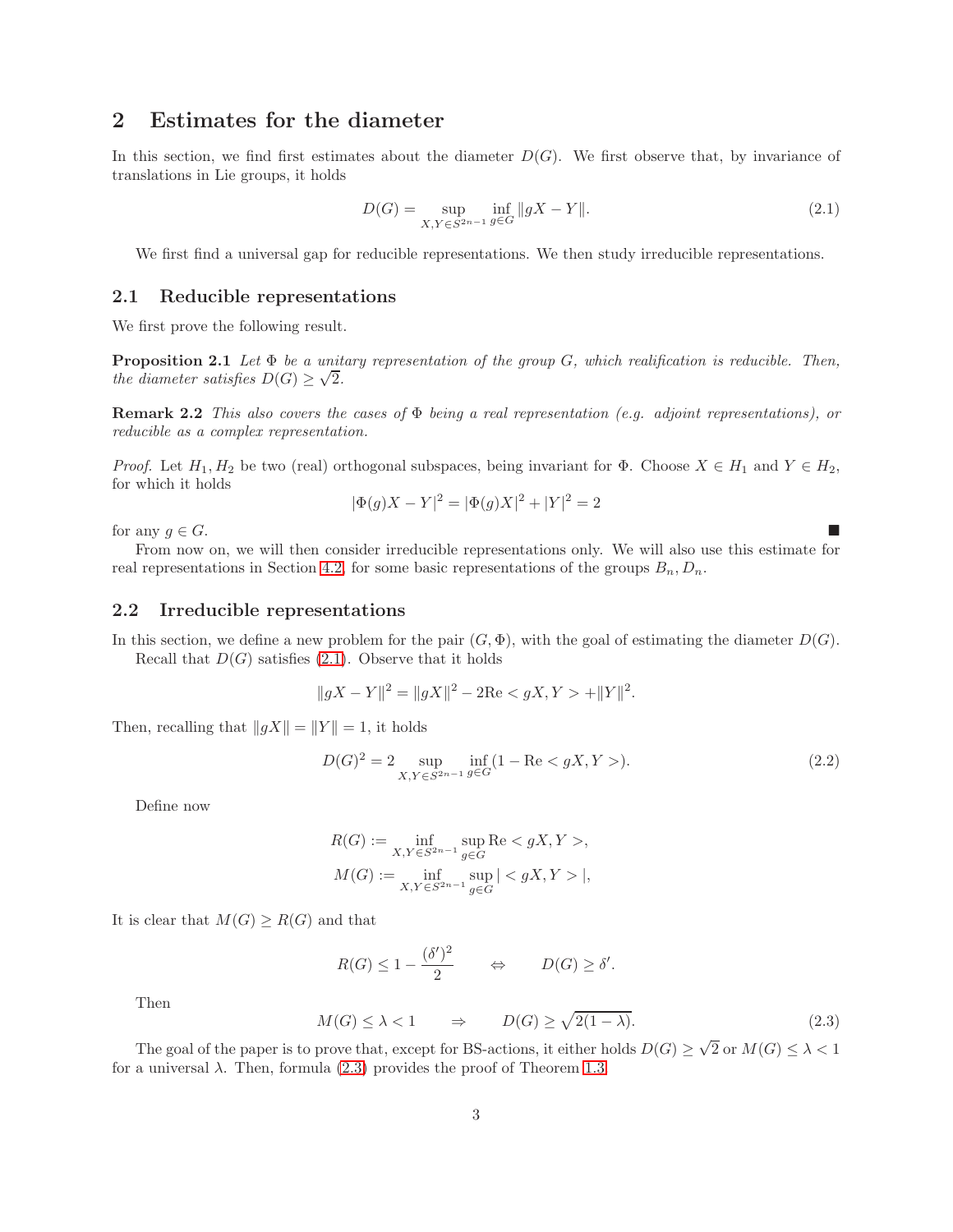# 2 Estimates for the diameter

In this section, we find first estimates about the diameter $D(G)$. We first observe that, by invariance of translations in Lie groups, it holds

$$D(G) = \sup_{X,Y \in S^{2n-1}} \inf_{g \in G} \|gX - Y\|. \tag{2.1}$$

We first find a universal gap for reducible representations. We then study irreducible representations.

## 2.1 Reducible representations

We first prove the following result.

**Proposition 2.1** *Let $\Phi$ be a unitary representation of the group $G$, which realification is reducible. Then, the diameter satisfies $D(G) \geq \sqrt{2}$.*

**Remark 2.2** *This also covers the cases of $\Phi$ being a real representation (e.g. adjoint representations), or reducible as a complex representation.*

*Proof.* Let $H_1, H_2$ be two (real) orthogonal subspaces, being invariant for $\Phi$. Choose $X \in H_1$ and $Y \in H_2$, for which it holds

$$|\Phi(g)X - Y|^2 = |\Phi(g)X|^2 + |Y|^2 = 2$$

for any $g \in G$. ■

From now on, we will then consider irreducible representations only. We will also use this estimate for real representations in Section 4.2 for some basic representations of the groups $B_n, D_n$.

## 2.2 Irreducible representations

In this section, we define a new problem for the pair $(G, \Phi)$, with the goal of estimating the diameter $D(G)$.

Recall that $D(G)$ satisfies (2.1). Observe that it holds

$$\|gX - Y\|^2 = \|gX\|^2 - 2\text{Re} < gX, Y > + \|Y\|^2.$$

Then, recalling that $\|gX\| = \|Y\| = 1$, it holds

$$D(G)^2 = 2 \sup_{X,Y \in S^{2n-1}} \inf_{g \in G} (1 - \text{Re} < gX, Y >). \tag{2.2}$$

Define now

$$R(G) := \inf_{X,Y \in S^{2n-1}} \sup_{g \in G} \text{Re} < gX, Y >,$$
$$M(G) := \inf_{X,Y \in S^{2n-1}} \sup_{g \in G} | < gX, Y > |,$$

It is clear that $M(G) \geq R(G)$ and that

$$R(G) \leq 1 - \frac{(\delta')^2}{2} \qquad \Leftrightarrow \qquad D(G) \geq \delta'.$$

Then

$$M(G) \leq \lambda < 1 \qquad \Rightarrow \qquad D(G) \geq \sqrt{2(1-\lambda)}. \tag{2.3}$$

The goal of the paper is to prove that, except for BS-actions, it either holds $D(G) \geq \sqrt{2}$ or $M(G) \leq \lambda < 1$ for a universal $\lambda$. Then, formula (2.3) provides the proof of Theorem 1.3.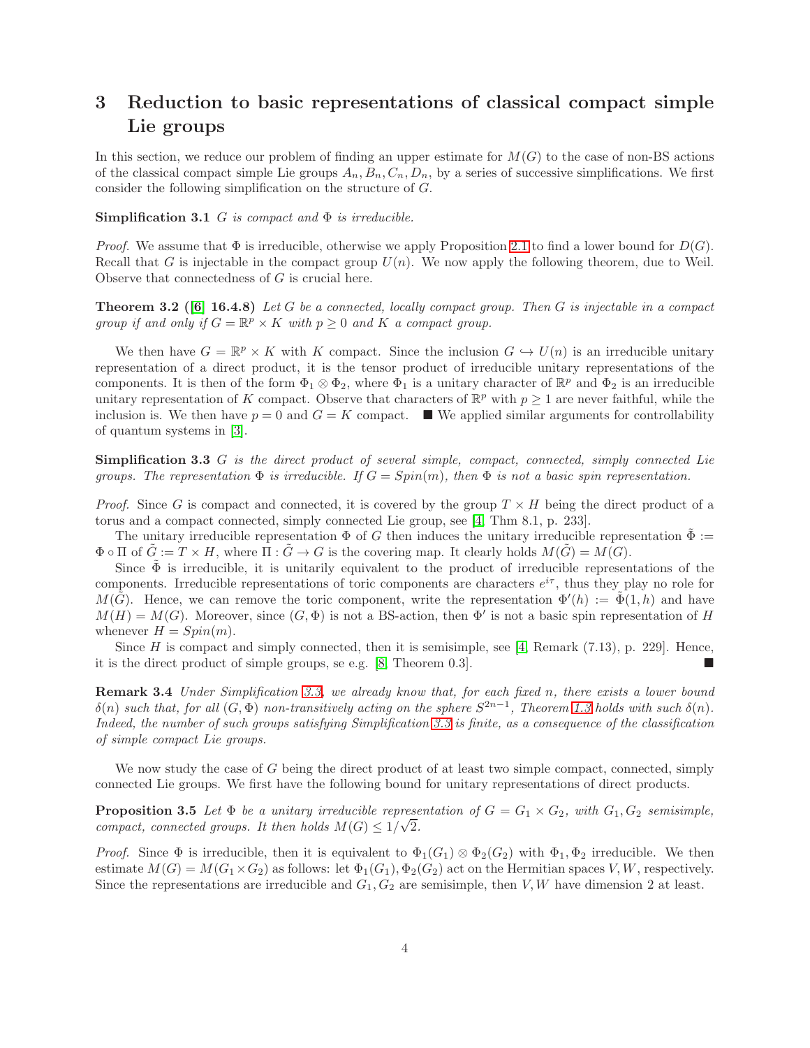# 3 Reduction to basic representations of classical compact simple Lie groups

In this section, we reduce our problem of finding an upper estimate for $M(G)$ to the case of non-BS actions of the classical compact simple Lie groups $A_n, B_n, C_n, D_n$, by a series of successive simplifications. We first consider the following simplification on the structure of $G$.

**Simplification 3.1** *$G$ is compact and $\Phi$ is irreducible.*

*Proof.* We assume that $\Phi$ is irreducible, otherwise we apply Proposition 2.1 to find a lower bound for $D(G)$. Recall that $G$ is injectable in the compact group $U(n)$. We now apply the following theorem, due to Weil. Observe that connectedness of $G$ is crucial here.

**Theorem 3.2 ([6] 16.4.8)** *Let $G$ be a connected, locally compact group. Then $G$ is injectable in a compact group if and only if $G = \mathbb{R}^p \times K$ with $p \geq 0$ and $K$ a compact group.*

We then have $G = \mathbb{R}^p \times K$ with $K$ compact. Since the inclusion $G \hookrightarrow U(n)$ is an irreducible unitary representation of a direct product, it is the tensor product of irreducible unitary representations of the components. It is then of the form $\Phi_1 \otimes \Phi_2$, where $\Phi_1$ is a unitary character of $\mathbb{R}^p$ and $\Phi_2$ is an irreducible unitary representation of $K$ compact. Observe that characters of $\mathbb{R}^p$ with $p \geq 1$ are never faithful, while the inclusion is. We then have $p = 0$ and $G = K$ compact. ■ We applied similar arguments for controllability of quantum systems in [3].

**Simplification 3.3** *$G$ is the direct product of several simple, compact, connected, simply connected Lie groups. The representation $\Phi$ is irreducible. If $G = Spin(m)$, then $\Phi$ is not a basic spin representation.*

*Proof.* Since $G$ is compact and connected, it is covered by the group $T \times H$ being the direct product of a torus and a compact connected, simply connected Lie group, see [4, Thm 8.1, p. 233].

The unitary irreducible representation $\Phi$ of $G$ then induces the unitary irreducible representation $\tilde{\Phi} := \Phi \circ \Pi$ of $\tilde{G} := T \times H$, where $\Pi : \tilde{G} \to G$ is the covering map. It clearly holds $M(\tilde{G}) = M(G)$.

Since $\tilde{\Phi}$ is irreducible, it is unitarily equivalent to the product of irreducible representations of the components. Irreducible representations of toric components are characters $e^{i\tau}$, thus they play no role for $M(\tilde{G})$. Hence, we can remove the toric component, write the representation $\Phi'(h) := \tilde{\Phi}(1, h)$ and have $M(H) = M(G)$. Moreover, since $(G, \Phi)$ is not a BS-action, then $\Phi'$ is not a basic spin representation of $H$ whenever $H = Spin(m)$.

Since $H$ is compact and simply connected, then it is semisimple, see [4, Remark (7.13), p. 229]. Hence, it is the direct product of simple groups, se e.g. [8, Theorem 0.3]. ■

**Remark 3.4** *Under Simplification 3.3, we already know that, for each fixed $n$, there exists a lower bound $\delta(n)$ such that, for all $(G, \Phi)$ non-transitively acting on the sphere $S^{2n-1}$, Theorem 1.3 holds with such $\delta(n)$. Indeed, the number of such groups satisfying Simplification 3.3 is finite, as a consequence of the classification of simple compact Lie groups.*

We now study the case of $G$ being the direct product of at least two simple compact, connected, simply connected Lie groups. We first have the following bound for unitary representations of direct products.

**Proposition 3.5** *Let $\Phi$ be a unitary irreducible representation of $G = G_1 \times G_2$, with $G_1, G_2$ semisimple, compact, connected groups. It then holds $M(G) \leq 1/\sqrt{2}$.*

*Proof.* Since $\Phi$ is irreducible, then it is equivalent to $\Phi_1(G_1) \otimes \Phi_2(G_2)$ with $\Phi_1, \Phi_2$ irreducible. We then estimate $M(G) = M(G_1 \times G_2)$ as follows: let $\Phi_1(G_1), \Phi_2(G_2)$ act on the Hermitian spaces $V, W$, respectively. Since the representations are irreducible and $G_1, G_2$ are semisimple, then $V, W$ have dimension 2 at least.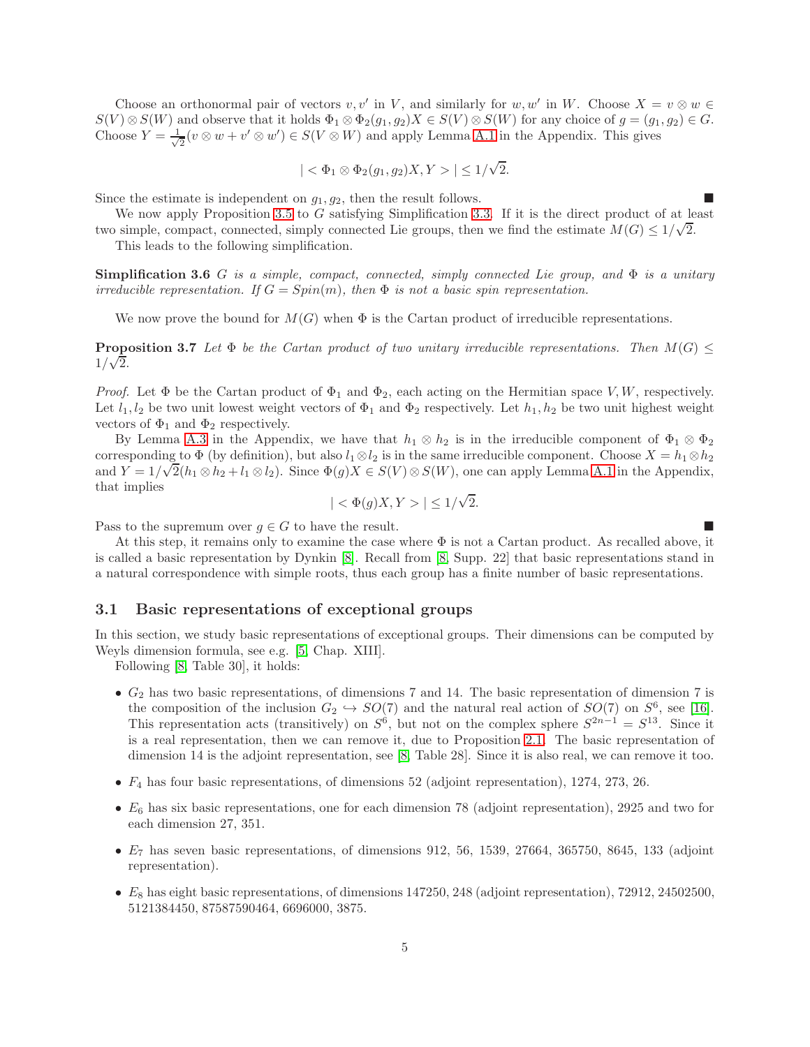Choose an orthonormal pair of vectors $v, v'$ in $V$, and similarly for $w, w'$ in $W$. Choose $X = v \otimes w \in S(V) \otimes S(W)$ and observe that it holds $\Phi_1 \otimes \Phi_2(g_1, g_2)X \in S(V) \otimes S(W)$ for any choice of $g = (g_1, g_2) \in G$. Choose $Y = \frac{1}{\sqrt{2}}(v \otimes w + v' \otimes w') \in S(V \otimes W)$ and apply Lemma A.1 in the Appendix. This gives

$$| < \Phi_1 \otimes \Phi_2(g_1, g_2)X, Y > | \leq 1/\sqrt{2}.$$

Since the estimate is independent on $g_1, g_2$, then the result follows. ∎

We now apply Proposition 3.5 to $G$ satisfying Simplification 3.3. If it is the direct product of at least two simple, compact, connected, simply connected Lie groups, then we find the estimate $M(G) \leq 1/\sqrt{2}$.

This leads to the following simplification.

**Simplification 3.6** *$G$ is a simple, compact, connected, simply connected Lie group, and $\Phi$ is a unitary irreducible representation. If $G = Spin(m)$, then $\Phi$ is not a basic spin representation.*

We now prove the bound for $M(G)$ when $\Phi$ is the Cartan product of irreducible representations.

**Proposition 3.7** *Let $\Phi$ be the Cartan product of two unitary irreducible representations. Then $M(G) \leq 1/\sqrt{2}$.*

*Proof.* Let $\Phi$ be the Cartan product of $\Phi_1$ and $\Phi_2$, each acting on the Hermitian space $V, W$, respectively. Let $l_1, l_2$ be two unit lowest weight vectors of $\Phi_1$ and $\Phi_2$ respectively. Let $h_1, h_2$ be two unit highest weight vectors of $\Phi_1$ and $\Phi_2$ respectively.

By Lemma A.3 in the Appendix, we have that $h_1 \otimes h_2$ is in the irreducible component of $\Phi_1 \otimes \Phi_2$ corresponding to $\Phi$ (by definition), but also $l_1 \otimes l_2$ is in the same irreducible component. Since $X = h_1 \otimes h_2$ and $Y = 1/\sqrt{2}(h_1 \otimes h_2 + l_1 \otimes l_2)$. Since $\Phi(g)X \in S(V) \otimes S(W)$, one can apply Lemma A.1 in the Appendix, that implies

$$| < \Phi(g)X, Y > | \leq 1/\sqrt{2}.$$

Pass to the supremum over $g \in G$ to have the result. ∎

At this step, it remains only to examine the case where $\Phi$ is not a Cartan product. As recalled above, it is called a basic representation by Dynkin [8]. Recall from [8, Supp. 22] that basic representations stand in a natural correspondence with simple roots, thus each group has a finite number of basic representations.

## 3.1 Basic representations of exceptional groups

In this section, we study basic representations of exceptional groups. Their dimensions can be computed by Weyls dimension formula, see e.g. [5, Chap. XIII].

Following [8, Table 30], it holds:

- $G_2$ has two basic representations, of dimensions 7 and 14. The basic representation of dimension 7 is the composition of the inclusion $G_2 \hookrightarrow SO(7)$ and the natural real action of $SO(7)$ on $S^6$, see [16]. This representation acts (transitively) on $S^6$, but not on the complex sphere $S^{2n-1} = S^{13}$. Since it is a real representation, then we can remove it, due to Proposition 2.1. The basic representation of dimension 14 is the adjoint representation, see [8, Table 28]. Since it is also real, we can remove it too.
- $F_4$ has four basic representations, of dimensions 52 (adjoint representation), 1274, 273, 26.
- $E_6$ has six basic representations, one for each dimension 78 (adjoint representation), 2925 and two for each dimension 27, 351.
- $E_7$ has seven basic representations, of dimensions 912, 56, 1539, 27664, 365750, 8645, 133 (adjoint representation).
- $E_8$ has eight basic representations, of dimensions 147250, 248 (adjoint representation), 72912, 24502500, 5121384450, 87587590464, 6696000, 3875.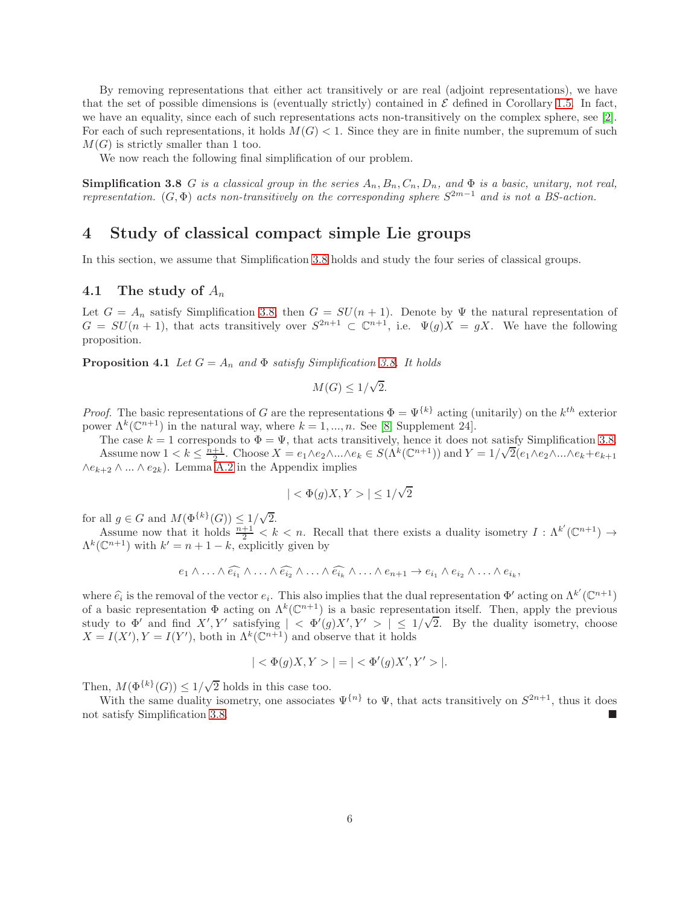By removing representations that either act transitively or are real (adjoint representations), we have that the set of possible dimensions is (eventually strictly) contained in $\mathcal{E}$ defined in Corollary 1.5. In fact, we have an equality, since each of such representations acts non-transitively on the complex sphere, see [2]. For each of such representations, it holds $M(G) < 1$. Since they are in finite number, the supremum of such $M(G)$ is strictly smaller than 1 too.

We now reach the following final simplification of our problem.

**Simplification 3.8** *$G$ is a classical group in the series $A_n, B_n, C_n, D_n$, and $\Phi$ is a basic, unitary, not real, representation. $(G, \Phi)$ acts non-transitively on the corresponding sphere $S^{2m-1}$ and is not a BS-action.*

# 4 Study of classical compact simple Lie groups

In this section, we assume that Simplification 3.8 holds and study the four series of classical groups.

## 4.1 The study of $A_n$

Let $G = A_n$ satisfy Simplification 3.8, then $G = SU(n+1)$. Denote by $\Psi$ the natural representation of $G = SU(n+1)$, that acts transitively over $S^{2n+1} \subset \mathbb{C}^{n+1}$, i.e. $\Psi(g)X = gX$. We have the following proposition.

**Proposition 4.1** *Let $G = A_n$ and $\Phi$ satisfy Simplification 3.8. It holds*

$$M(G) \leq 1/\sqrt{2}.$$

*Proof.* The basic representations of $G$ are the representations $\Phi = \Psi^{\{k\}}$ acting (unitarily) on the $k^{th}$ exterior power $\Lambda^k(\mathbb{C}^{n+1})$ in the natural way, where $k = 1, ..., n$. See [8, Supplement 24].

The case $k = 1$ corresponds to $\Phi = \Psi$, that acts transitively, hence it does not satisfy Simplification 3.8.

Assume now $1 < k \leq \frac{n+1}{2}$. Choose $X = e_1 \wedge e_2 \wedge ... \wedge e_k \in S(\Lambda^k(\mathbb{C}^{n+1}))$ and $Y = 1/\sqrt{2}(e_1 \wedge e_2 \wedge ... \wedge e_k + e_{k+1} \wedge e_{k+2} \wedge ... \wedge e_{2k})$. Lemma A.2 in the Appendix implies

$$| < \Phi(g)X, Y > | \leq 1/\sqrt{2}$$

for all $g \in G$ and $M(\Phi^{\{k\}}(G)) \leq 1/\sqrt{2}$.

Assume now that it holds $\frac{n+1}{2} < k < n$. Recall that there exists a duality isometry $I : \Lambda^{k'}(\mathbb{C}^{n+1}) \to \Lambda^k(\mathbb{C}^{n+1})$ with $k' = n + 1 - k$, explicitly given by

$$e_1 \wedge \ldots \wedge \widehat{e_{i_1}} \wedge \ldots \wedge \widehat{e_{i_2}} \wedge \ldots \wedge \widehat{e_{i_k}} \wedge \ldots \wedge e_{n+1} \to e_{i_1} \wedge e_{i_2} \wedge \ldots \wedge e_{i_k},$$

where $\widehat{e_i}$ is the removal of the vector $e_i$. This also implies that the dual representation $\Phi'$ acting on $\Lambda^{k'}(\mathbb{C}^{n+1})$ of a basic representation $\Phi$ acting on $\Lambda^k(\mathbb{C}^{n+1})$ is a basic representation itself. Then, apply the previous study to $\Phi'$ and find $X', Y'$ satisfying $| < \Phi'(g)X', Y' > | \leq 1/\sqrt{2}$. By the duality isometry, choose $X = I(X'), Y = I(Y')$, both in $\Lambda^k(\mathbb{C}^{n+1})$ and observe that it holds

$$| < \Phi(g)X, Y > | = | < \Phi'(g)X', Y' > |.$$

Then, $M(\Phi^{\{k\}}(G)) \leq 1/\sqrt{2}$ holds in this case too.

With the same duality isometry, one associates $\Psi^{\{n\}}$ to $\Psi$, that acts transitively on $S^{2n+1}$, thus it does not satisfy Simplification 3.8. ■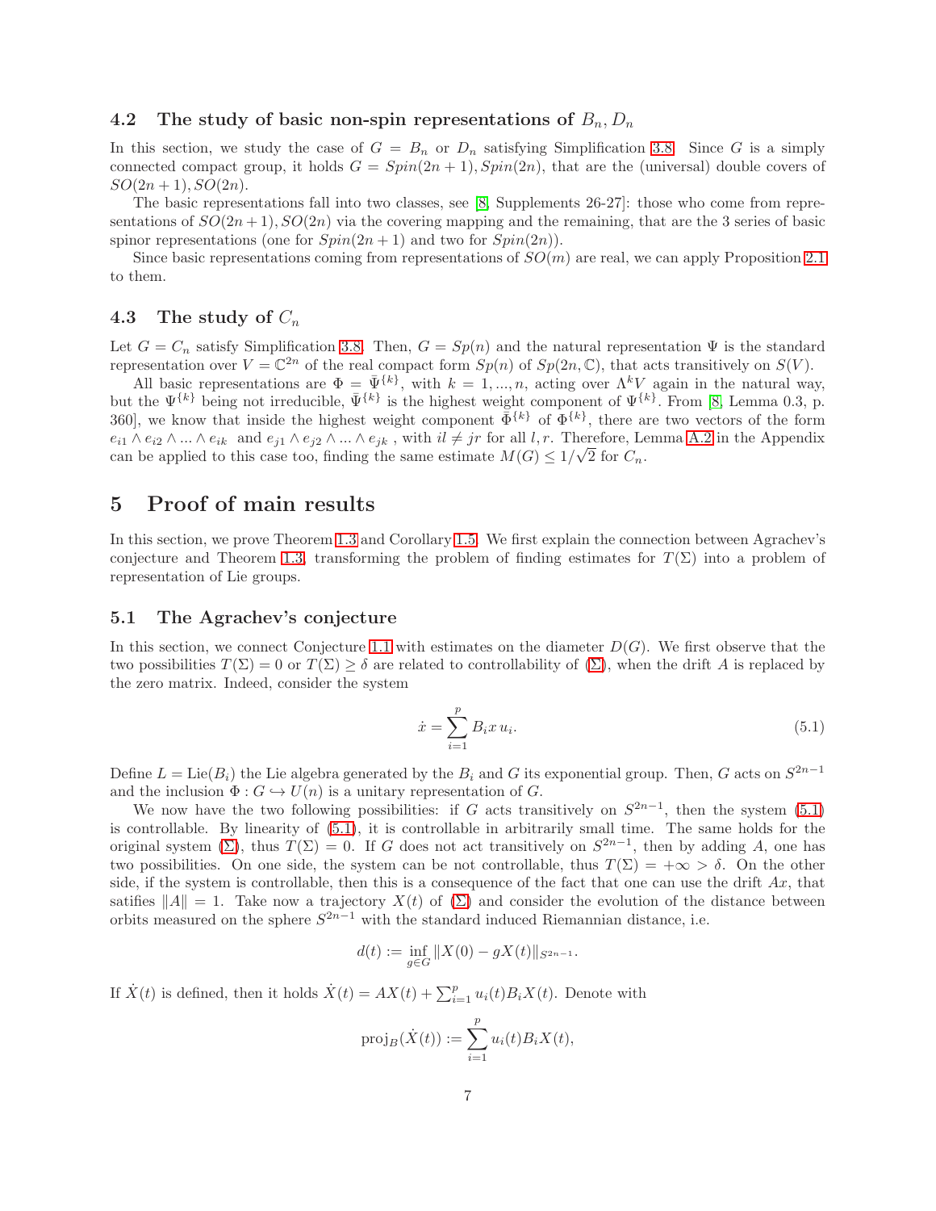### 4.2 The study of basic non-spin representations of $B_n, D_n$

In this section, we study the case of $G = B_n$ or $D_n$ satisfying Simplification 3.8. Since $G$ is a simply connected compact group, it holds $G = Spin(2n+1), Spin(2n)$, that are the (universal) double covers of $SO(2n+1), SO(2n)$.

The basic representations fall into two classes, see [8, Supplements 26-27]: those who come from representations of $SO(2n+1), SO(2n)$ via the covering mapping and the remaining, that are the 3 series of basic spinor representations (one for $Spin(2n+1)$ and two for $Spin(2n)$).

Since basic representations coming from representations of $SO(m)$ are real, we can apply Proposition 2.1 to them.

### 4.3 The study of $C_n$

Let $G = C_n$ satisfy Simplification 3.8. Then, $G = Sp(n)$ and the natural representation $\Psi$ is the standard representation over $V = \mathbb{C}^{2n}$ of the real compact form $Sp(n)$ of $Sp(2n, \mathbb{C})$, that acts transitively on $S(V)$.

All basic representations are $\Phi = \bar{\Psi}^{\{k\}}$, with $k = 1, ..., n$, acting over $\Lambda^k V$ again in the natural way, but the $\Psi^{\{k\}}$ being not irreducible, $\bar{\Psi}^{\{k\}}$ is the highest weight component of $\Psi^{\{k\}}$. From [8, Lemma 0.3, p. 360], we know that inside the highest weight component $\bar{\Phi}^{\{k\}}$ of $\Phi^{\{k\}}$, there are two vectors of the form $e_{i1} \wedge e_{i2} \wedge ... \wedge e_{ik}$ and $e_{j1} \wedge e_{j2} \wedge ... \wedge e_{jk}$ , with $il \neq jr$ for all $l, r$. Therefore, Lemma A.2 in the Appendix can be applied to this case too, finding the same estimate $M(G) \leq 1/\sqrt{2}$ for $C_n$.

## 5 Proof of main results

In this section, we prove Theorem 1.3 and Corollary 1.5. We first explain the connection between Agrachev's conjecture and Theorem 1.3, transforming the problem of finding estimates for $T(\Sigma)$ into a problem of representation of Lie groups.

### 5.1 The Agrachev's conjecture

In this section, we connect Conjecture 1.1 with estimates on the diameter $D(G)$. We first observe that the two possibilities $T(\Sigma) = 0$ or $T(\Sigma) \geq \delta$ are related to controllability of (Σ), when the drift $A$ is replaced by the zero matrix. Indeed, consider the system

$$\dot{x} = \sum_{i=1}^{p} B_i x \, u_i. \tag{5.1}$$

Define $L = \text{Lie}(B_i)$ the Lie algebra generated by the $B_i$ and $G$ its exponential group. Then, $G$ acts on $S^{2n-1}$ and the inclusion $\Phi : G \hookrightarrow U(n)$ is a unitary representation of $G$.

We now have the two following possibilities: if $G$ acts transitively on $S^{2n-1}$, then the system (5.1) is controllable. By linearity of (5.1), it is controllable in arbitrarily small time. The same holds for the original system (Σ), thus $T(\Sigma) = 0$. If $G$ does not act transitively on $S^{2n-1}$, then by adding $A$, one has two possibilities. On one side, the system can be not controllable, thus $T(\Sigma) = +\infty > \delta$. On the other side, if the system is controllable, then this is a consequence of the fact that one can use the drift $Ax$, that satifies $\|A\| = 1$. Take now a trajectory $X(t)$ of (Σ) and consider the evolution of the distance between orbits measured on the sphere $S^{2n-1}$ with the standard induced Riemannian distance, i.e.

$$d(t) := \inf_{g \in G} \|X(0) - gX(t)\|_{S^{2n-1}}.$$

If $\dot{X}(t)$ is defined, then it holds $\dot{X}(t) = AX(t) + \sum_{i=1}^{p} u_i(t) B_i X(t)$. Denote with

$$\text{proj}_B(\dot{X}(t)) := \sum_{i=1}^{p} u_i(t) B_i X(t),$$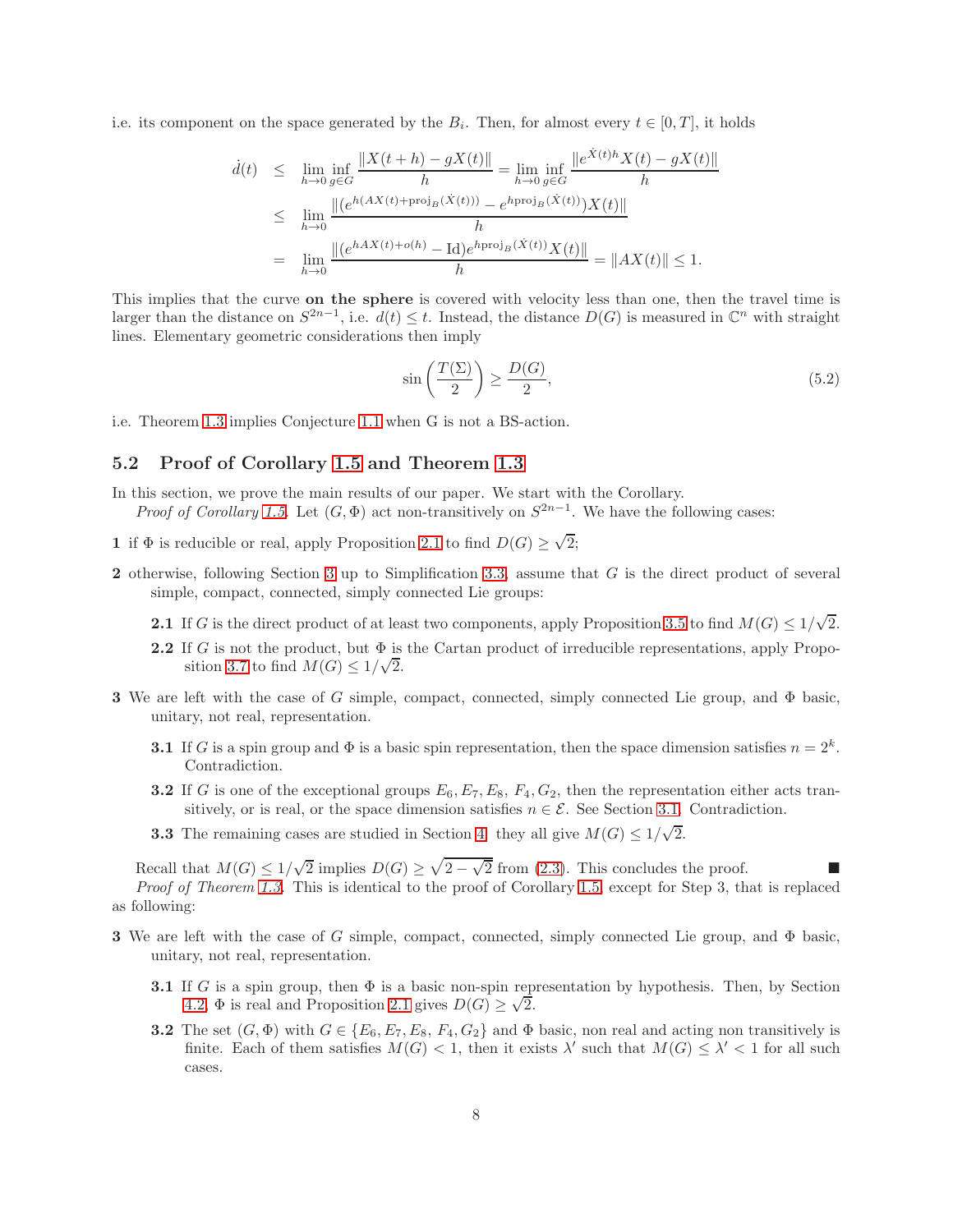i.e. its component on the space generated by the $B_i$. Then, for almost every $t \in [0,T]$, it holds

$$
\begin{aligned}
\dot{d}(t) &\leq \lim_{h\to 0} \inf_{g\in G} \frac{\|X(t+h) - gX(t)\|}{h} = \lim_{h\to 0} \inf_{g\in G} \frac{\|e^{\dot{X}(t)h}X(t) - gX(t)\|}{h} \\
&\leq \lim_{h\to 0} \frac{\|(e^{h(AX(t)+\mathrm{proj}_B(\dot{X}(t)))} - e^{h\mathrm{proj}_B(\dot{X}(t))})X(t)\|}{h} \\
&= \lim_{h\to 0} \frac{\|(e^{hAX(t)+o(h)} - \mathrm{Id})e^{h\mathrm{proj}_B(\dot{X}(t))}X(t)\|}{h} = \|AX(t)\| \leq 1.
\end{aligned}
$$

This implies that the curve **on the sphere** is covered with velocity less than one, then the travel time is larger than the distance on $S^{2n-1}$, i.e. $d(t) \leq t$. Instead, the distance $D(G)$ is measured in $\mathbb{C}^n$ with straight lines. Elementary geometric considerations then imply

$$
\sin\left(\frac{T(\Sigma)}{2}\right) \geq \frac{D(G)}{2}, \tag{5.2}
$$

i.e. Theorem 1.3 implies Conjecture 1.1 when G is not a BS-action.

## 5.2 Proof of Corollary 1.5 and Theorem 1.3

In this section, we prove the main results of our paper. We start with the Corollary.

*Proof of Corollary 1.5.* Let $(G, \Phi)$ act non-transitively on $S^{2n-1}$. We have the following cases:

**1** if $\Phi$ is reducible or real, apply Proposition 2.1 to find $D(G) \geq \sqrt{2}$;

**2** otherwise, following Section 3 up to Simplification 3.3, assume that $G$ is the direct product of several simple, compact, connected, simply connected Lie groups:

- **2.1** If $G$ is the direct product of at least two components, apply Proposition 3.5 to find $M(G) \leq 1/\sqrt{2}$.
- **2.2** If $G$ is not the product, but $\Phi$ is the Cartan product of irreducible representations, apply Proposition 3.7 to find $M(G) \leq 1/\sqrt{2}$.

**3** We are left with the case of $G$ simple, compact, connected, simply connected Lie group, and $\Phi$ basic, unitary, not real, representation.

- **3.1** If $G$ is a spin group and $\Phi$ is a basic spin representation, then the space dimension satisfies $n = 2^k$. Contradiction.
- **3.2** If $G$ is one of the exceptional groups $E_6, E_7, E_8, F_4, G_2$, then the representation either acts transitively, or is real, or the space dimension satisfies $n \in \mathcal{E}$. See Section 3.1. Contradiction.
- **3.3** The remaining cases are studied in Section 4: they all give $M(G) \leq 1/\sqrt{2}$.

Recall that $M(G) \leq 1/\sqrt{2}$ implies $D(G) \geq \sqrt{2-\sqrt{2}}$ from (2.3). This concludes the proof. ■

*Proof of Theorem 1.3.* This is identical to the proof of Corollary 1.5, except for Step 3, that is replaced as following:

**3** We are left with the case of $G$ simple, compact, connected, simply connected Lie group, and $\Phi$ basic, unitary, not real, representation.

- **3.1** If $G$ is a spin group, then $\Phi$ is a basic non-spin representation by hypothesis. Then, by Section 4.2, $\Phi$ is real and Proposition 2.1 gives $D(G) \geq \sqrt{2}$.
- **3.2** The set $(G, \Phi)$ with $G \in \{E_6, E_7, E_8, F_4, G_2\}$ and $\Phi$ basic, non real and acting non transitively is finite. Each of them satisfies $M(G) < 1$, then it exists $\lambda'$ such that $M(G) \leq \lambda' < 1$ for all such cases.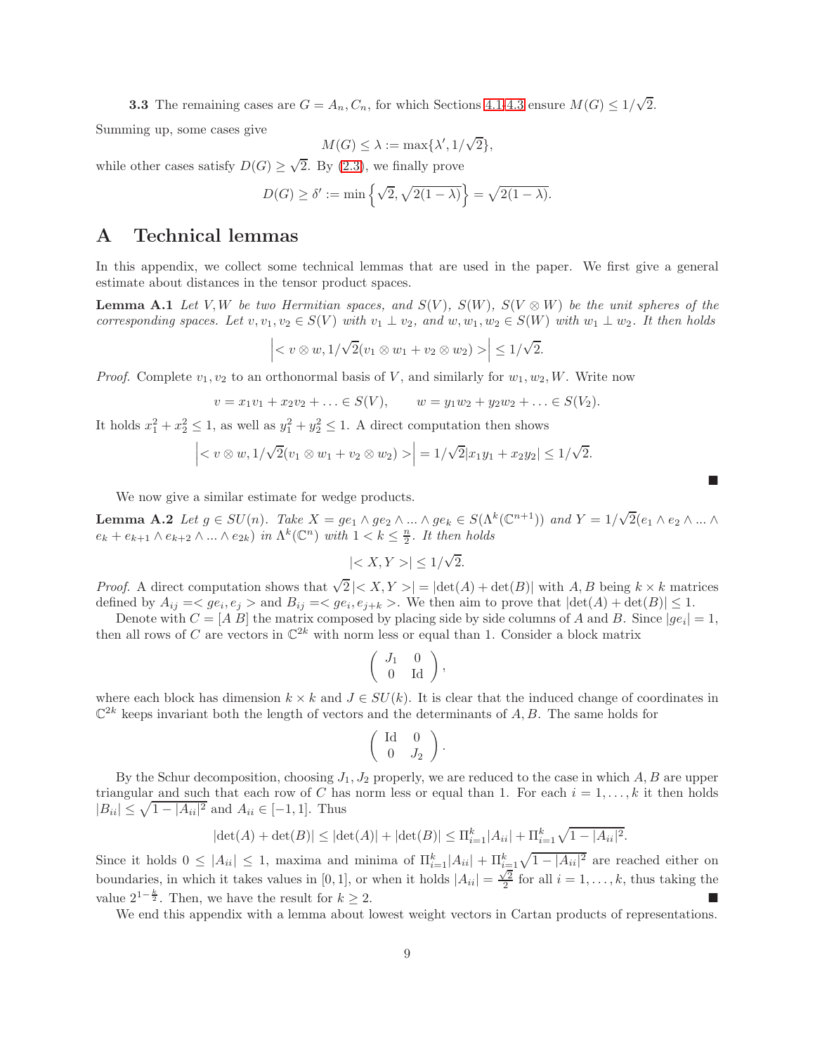**3.3** The remaining cases are $G = A_n, C_n$, for which Sections 4.1,4.3 ensure $M(G) \leq 1/\sqrt{2}$.

Summing up, some cases give

$$M(G) \leq \lambda := \max\{\lambda', 1/\sqrt{2}\},$$

while other cases satisfy $D(G) \geq \sqrt{2}$. By (2.3), we finally prove

$$D(G) \geq \delta' := \min\left\{\sqrt{2}, \sqrt{2(1-\lambda)}\right\} = \sqrt{2(1-\lambda)}.$$

# A Technical lemmas

In this appendix, we collect some technical lemmas that are used in the paper. We first give a general estimate about distances in the tensor product spaces.

**Lemma A.1** *Let $V, W$ be two Hermitian spaces, and $S(V)$, $S(W)$, $S(V \otimes W)$ be the unit spheres of the corresponding spaces. Let $v, v_1, v_2 \in S(V)$ with $v_1 \perp v_2$, and $w, w_1, w_2 \in S(W)$ with $w_1 \perp w_2$. It then holds*

$$\left| < v \otimes w, 1/\sqrt{2}(v_1 \otimes w_1 + v_2 \otimes w_2) > \right| \leq 1/\sqrt{2}.$$

*Proof.* Complete $v_1, v_2$ to an orthonormal basis of $V$, and similarly for $w_1, w_2, W$. Write now

$$v = x_1 v_1 + x_2 v_2 + \ldots \in S(V), \qquad w = y_1 w_2 + y_2 w_2 + \ldots \in S(V_2).$$

It holds $x_1^2 + x_2^2 \leq 1$, as well as $y_1^2 + y_2^2 \leq 1$. A direct computation then shows

$$\left| < v \otimes w, 1/\sqrt{2}(v_1 \otimes w_1 + v_2 \otimes w_2) > \right| = 1/\sqrt{2}|x_1 y_1 + x_2 y_2| \leq 1/\sqrt{2}.$$

■

We now give a similar estimate for wedge products.

**Lemma A.2** *Let $g \in SU(n)$. Take $X = ge_1 \wedge ge_2 \wedge \ldots \wedge ge_k \in S(\Lambda^k(\mathbb{C}^{n+1}))$ and $Y = 1/\sqrt{2}(e_1 \wedge e_2 \wedge \ldots \wedge e_k + e_{k+1} \wedge e_{k+2} \wedge \ldots \wedge e_{2k})$ in $\Lambda^k(\mathbb{C}^n)$ with $1 < k \leq \frac{n}{2}$. It then holds*

$$|< X, Y >| \leq 1/\sqrt{2}.$$

*Proof.* A direct computation shows that $\sqrt{2}\,|< X, Y >| = |\det(A) + \det(B)|$ with $A, B$ being $k \times k$ matrices defined by $A_{ij} =< ge_i, e_j >$ and $B_{ij} =< ge_i, e_{j+k} >$. We then aim to prove that $|\det(A) + \det(B)| \leq 1$.

Denote with $C = [A\ B]$ the matrix composed by placing side by side columns of $A$ and $B$. Since $|ge_i| = 1$, then all rows of $C$ are vectors in $\mathbb{C}^{2k}$ with norm less or equal than 1. Consider a block matrix

$$\begin{pmatrix} J_1 & 0 \\ 0 & \mathrm{Id} \end{pmatrix},$$

where each block has dimension $k \times k$ and $J \in SU(k)$. It is clear that the induced change of coordinates in $\mathbb{C}^{2k}$ keeps invariant both the length of vectors and the determinants of $A, B$. The same holds for

$$\begin{pmatrix} \mathrm{Id} & 0 \\ 0 & J_2 \end{pmatrix}.$$

By the Schur decomposition, choosing $J_1, J_2$ properly, we are reduced to the case in which $A, B$ are upper triangular and such that each row of $C$ has norm less or equal than 1. For each $i = 1, \ldots, k$ it then holds $|B_{ii}| \leq \sqrt{1 - |A_{ii}|^2}$ and $A_{ii} \in [-1, 1]$. Thus

$$|\det(A) + \det(B)| \leq |\det(A)| + |\det(B)| \leq \Pi_{i=1}^k |A_{ii}| + \Pi_{i=1}^k \sqrt{1 - |A_{ii}|^2}.$$

Since it holds $0 \leq |A_{ii}| \leq 1$, maxima and minima of $\Pi_{i=1}^k |A_{ii}| + \Pi_{i=1}^k \sqrt{1 - |A_{ii}|^2}$ are reached either on boundaries, in which it takes values in $[0, 1]$, or when it holds $|A_{ii}| = \frac{\sqrt{2}}{2}$ for all $i = 1, \ldots, k$, thus taking the value $2^{1-\frac{k}{2}}$. Then, we have the result for $k \geq 2$. ■

We end this appendix with a lemma about lowest weight vectors in Cartan products of representations.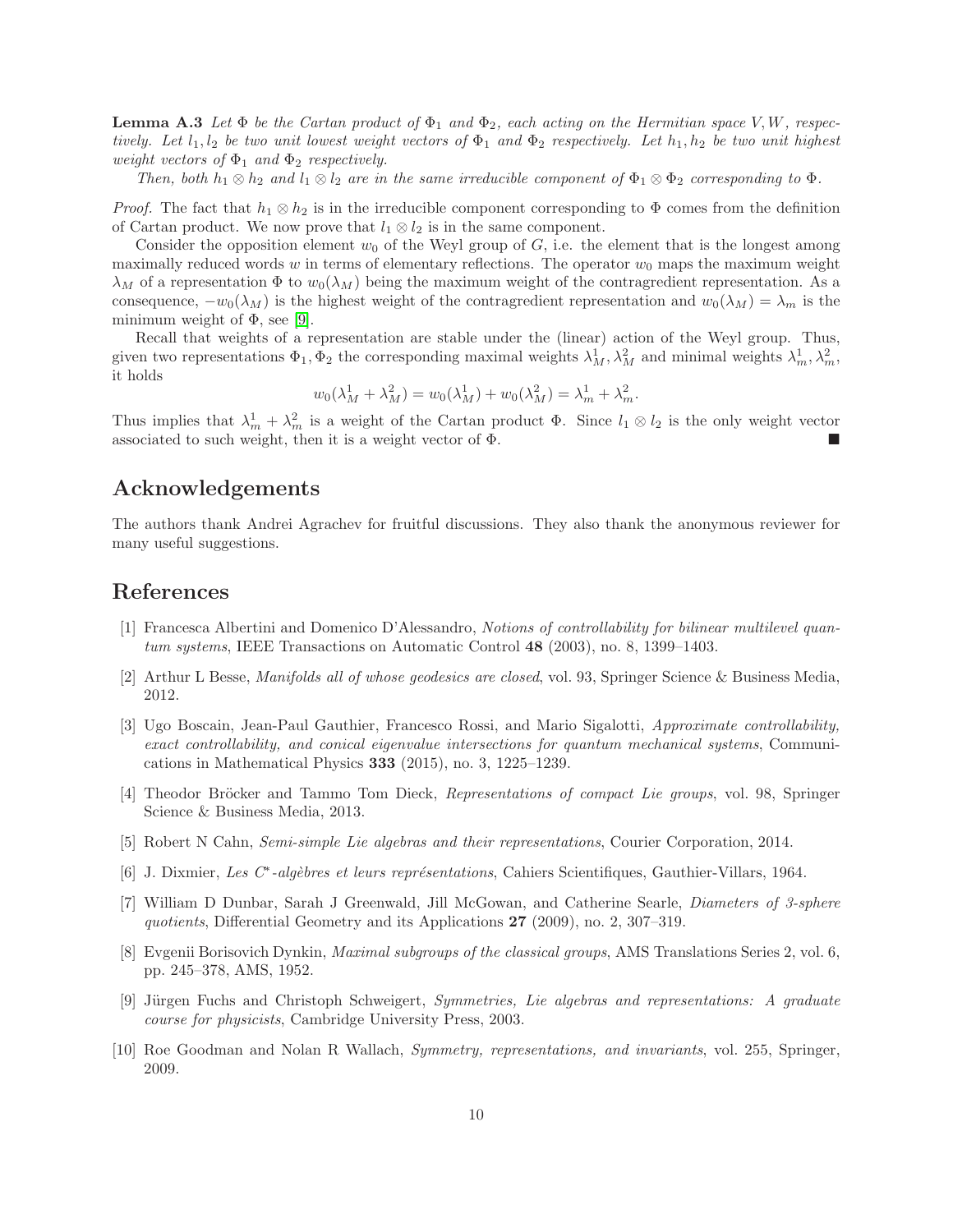**Lemma A.3** *Let $\Phi$ be the Cartan product of $\Phi_1$ and $\Phi_2$, each acting on the Hermitian space $V, W$, respectively. Let $l_1, l_2$ be two unit lowest weight vectors of $\Phi_1$ and $\Phi_2$ respectively. Let $h_1, h_2$ be two unit highest weight vectors of $\Phi_1$ and $\Phi_2$ respectively.*

*Then, both $h_1 \otimes h_2$ and $l_1 \otimes l_2$ are in the same irreducible component of $\Phi_1 \otimes \Phi_2$ corresponding to $\Phi$.*

*Proof.* The fact that $h_1 \otimes h_2$ is in the irreducible component corresponding to $\Phi$ comes from the definition of Cartan product. We now prove that $l_1 \otimes l_2$ is in the same component.

Consider the opposition element $w_0$ of the Weyl group of $G$, i.e. the element that is the longest among maximally reduced words $w$ in terms of elementary reflections. The operator $w_0$ maps the maximum weight $\lambda_M$ of a representation $\Phi$ to $w_0(\lambda_M)$ being the maximum weight of the contragredient representation. As a consequence, $-w_0(\lambda_M)$ is the highest weight of the contragredient representation and $w_0(\lambda_M) = \lambda_m$ is the minimum weight of $\Phi$, see [9].

Recall that weights of a representation are stable under the (linear) action of the Weyl group. Thus, given two representations $\Phi_1, \Phi_2$ the corresponding maximal weights $\lambda_M^1, \lambda_M^2$ and minimal weights $\lambda_m^1, \lambda_m^2$, it holds

$$w_0(\lambda_M^1 + \lambda_M^2) = w_0(\lambda_M^1) + w_0(\lambda_M^2) = \lambda_m^1 + \lambda_m^2.$$

Thus implies that $\lambda_m^1 + \lambda_m^2$ is a weight of the Cartan product $\Phi$. Since $l_1 \otimes l_2$ is the only weight vector associated to such weight, then it is a weight vector of $\Phi$. ■

## Acknowledgements

The authors thank Andrei Agrachev for fruitful discussions. They also thank the anonymous reviewer for many useful suggestions.

## References

[1] Francesca Albertini and Domenico D'Alessandro, *Notions of controllability for bilinear multilevel quantum systems*, IEEE Transactions on Automatic Control **48** (2003), no. 8, 1399–1403.

[2] Arthur L Besse, *Manifolds all of whose geodesics are closed*, vol. 93, Springer Science & Business Media, 2012.

[3] Ugo Boscain, Jean-Paul Gauthier, Francesco Rossi, and Mario Sigalotti, *Approximate controllability, exact controllability, and conical eigenvalue intersections for quantum mechanical systems*, Communications in Mathematical Physics **333** (2015), no. 3, 1225–1239.

[4] Theodor Bröcker and Tammo Tom Dieck, *Representations of compact Lie groups*, vol. 98, Springer Science & Business Media, 2013.

[5] Robert N Cahn, *Semi-simple Lie algebras and their representations*, Courier Corporation, 2014.

[6] J. Dixmier, *Les $C^*$-algèbres et leurs représentations*, Cahiers Scientifiques, Gauthier-Villars, 1964.

[7] William D Dunbar, Sarah J Greenwald, Jill McGowan, and Catherine Searle, *Diameters of 3-sphere quotients*, Differential Geometry and its Applications **27** (2009), no. 2, 307–319.

[8] Evgenii Borisovich Dynkin, *Maximal subgroups of the classical groups*, AMS Translations Series 2, vol. 6, pp. 245–378, AMS, 1952.

[9] Jürgen Fuchs and Christoph Schweigert, *Symmetries, Lie algebras and representations: A graduate course for physicists*, Cambridge University Press, 2003.

[10] Roe Goodman and Nolan R Wallach, *Symmetry, representations, and invariants*, vol. 255, Springer, 2009.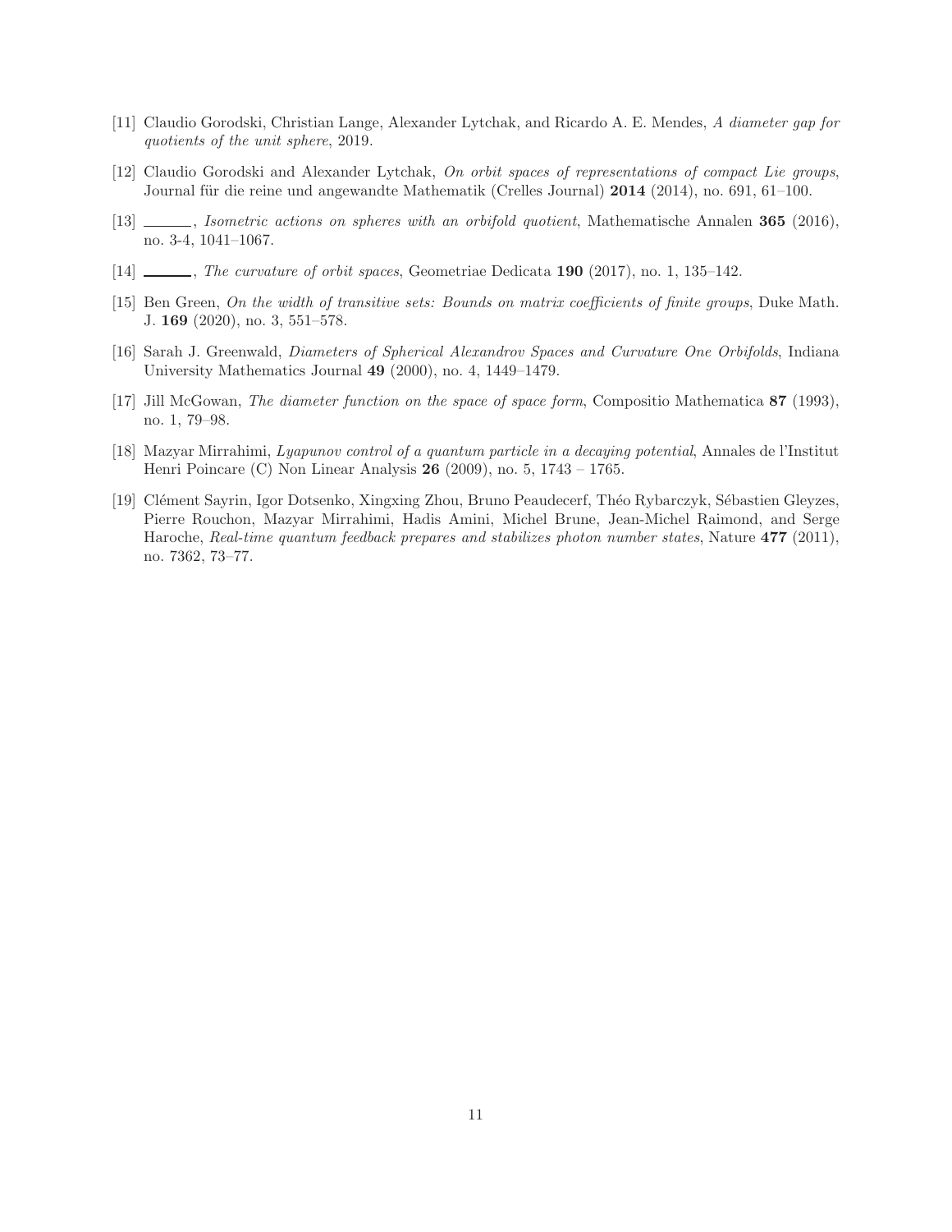[11] Claudio Gorodski, Christian Lange, Alexander Lytchak, and Ricardo A. E. Mendes, *A diameter gap for quotients of the unit sphere*, 2019.

[12] Claudio Gorodski and Alexander Lytchak, *On orbit spaces of representations of compact Lie groups*, Journal für die reine und angewandte Mathematik (Crelles Journal) **2014** (2014), no. 691, 61–100.

[13] ______, *Isometric actions on spheres with an orbifold quotient*, Mathematische Annalen **365** (2016), no. 3-4, 1041–1067.

[14] ______, *The curvature of orbit spaces*, Geometriae Dedicata **190** (2017), no. 1, 135–142.

[15] Ben Green, *On the width of transitive sets: Bounds on matrix coefficients of finite groups*, Duke Math. J. **169** (2020), no. 3, 551–578.

[16] Sarah J. Greenwald, *Diameters of Spherical Alexandrov Spaces and Curvature One Orbifolds*, Indiana University Mathematics Journal **49** (2000), no. 4, 1449–1479.

[17] Jill McGowan, *The diameter function on the space of space form*, Compositio Mathematica **87** (1993), no. 1, 79–98.

[18] Mazyar Mirrahimi, *Lyapunov control of a quantum particle in a decaying potential*, Annales de l'Institut Henri Poincare (C) Non Linear Analysis **26** (2009), no. 5, 1743 – 1765.

[19] Clément Sayrin, Igor Dotsenko, Xingxing Zhou, Bruno Peaudecerf, Théo Rybarczyk, Sébastien Gleyzes, Pierre Rouchon, Mazyar Mirrahimi, Hadis Amini, Michel Brune, Jean-Michel Raimond, and Serge Haroche, *Real-time quantum feedback prepares and stabilizes photon number states*, Nature **477** (2011), no. 7362, 73–77.